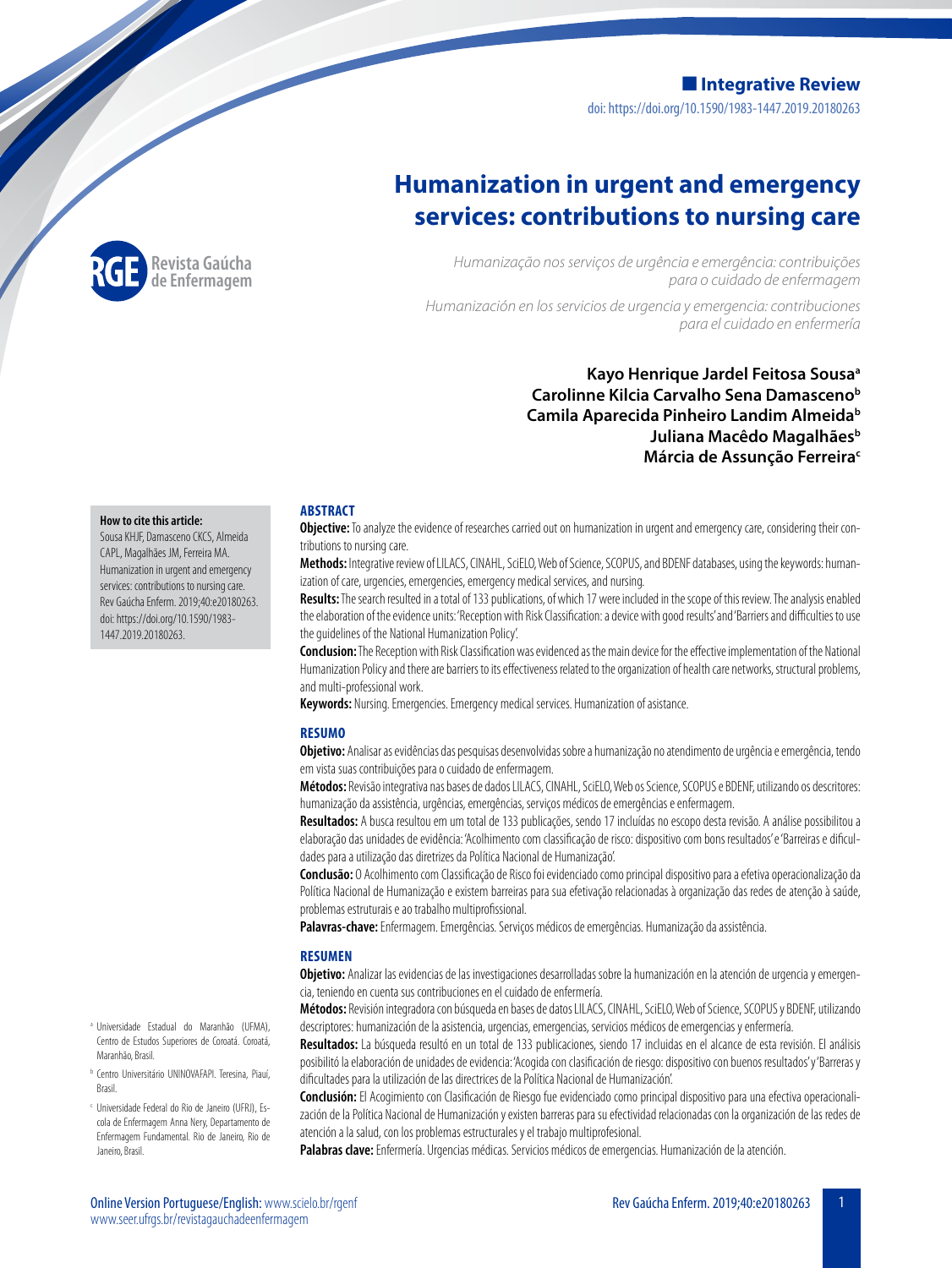**Integrative Review**

doi: https://doi.org/10.1590/1983-1447.2019.20180263

# Humanization in urgent and emergency services: contributions to nursing care

*Humanização nos serviços de urgência e emergência: contribuições para o cuidado de enfermagem*

*Humanización en los servicios de urgencia y emergencia: contribuciones para el cuidado en enfermería*

**Kayo Henrique Jardel Feitosa Sousa**[a]
**Carolinne Kilcia Carvalho Sena Damasceno**[b]
**Camila Aparecida Pinheiro Landim Almeida**[b]
**Juliana Macêdo Magalhães**[b]
**Márcia de Assunção Ferreira**[c]

**How to cite this article:**
Sousa KHJF, Damasceno CKCS, Almeida CAPL, Magalhães JM, Ferreira MA. Humanization in urgent and emergency services: contributions to nursing care. Rev Gaúcha Enferm. 2019;40:e20180263. doi: https://doi.org/10.1590/1983-1447.2019.20180263.

### ABSTRACT

**Objective:** To analyze the evidence of researches carried out on humanization in urgent and emergency care, considering their contributions to nursing care.

**Methods:** Integrative review of LILACS, CINAHL, SciELO, Web of Science, SCOPUS, and BDENF databases, using the keywords: humanization of care, urgencies, emergencies, emergency medical services, and nursing.

**Results:** The search resulted in a total of 133 publications, of which 17 were included in the scope of this review. The analysis enabled the elaboration of the evidence units: 'Reception with Risk Classification: a device with good results' and 'Barriers and difficulties to use the guidelines of the National Humanization Policy'.

**Conclusion:** The Reception with Risk Classification was evidenced as the main device for the effective implementation of the National Humanization Policy and there are barriers to its effectiveness related to the organization of health care networks, structural problems, and multi-professional work.

**Keywords:** Nursing. Emergencies. Emergency medical services. Humanization of asistance.

### RESUMO

**Objetivo:** Analisar as evidências das pesquisas desenvolvidas sobre a humanização no atendimento de urgência e emergência, tendo em vista suas contribuições para o cuidado de enfermagem.

**Métodos:** Revisão integrativa nas bases de dados LILACS, CINAHL, SciELO, Web os Science, SCOPUS e BDENF, utilizando os descritores: humanização da assistência, urgências, emergências, serviços médicos de emergências e enfermagem.

**Resultados:** A busca resultou em um total de 133 publicações, sendo 17 incluídas no escopo desta revisão. A análise possibilitou a elaboração das unidades de evidência: 'Acolhimento com classificação de risco: dispositivo com bons resultados' e 'Barreiras e dificuldades para a utilização das diretrizes da Política Nacional de Humanização'.

**Conclusão:** O Acolhimento com Classificação de Risco foi evidenciado como principal dispositivo para a efetiva operacionalização da Política Nacional de Humanização e existem barreiras para sua efetivação relacionadas à organização das redes de atenção à saúde, problemas estruturais e ao trabalho multiprofissional.

**Palavras-chave:** Enfermagem. Emergências. Serviços médicos de emergências. Humanização da assistência.

### RESUMEN

**Objetivo:** Analizar las evidencias de las investigaciones desarrolladas sobre la humanización en la atención de urgencia y emergencia, teniendo en cuenta sus contribuciones en el cuidado de enfermería.

**Métodos:** Revisión integradora con búsqueda en bases de datos LILACS, CINAHL, SciELO, Web of Science, SCOPUS y BDENF, utilizando descriptores: humanización de la asistencia, urgencias, emergencias, servicios médicos de emergencias y enfermería.

**Resultados:** La búsqueda resultó en un total de 133 publicaciones, siendo 17 incluidas en el alcance de esta revisión. El análisis posibilitó la elaboración de unidades de evidencia: 'Acogida con clasificación de riesgo: dispositivo con buenos resultados' y 'Barreras y dificultades para la utilización de las directrices de la Política Nacional de Humanización'.

**Conclusión:** El Acogimiento con Clasificación de Riesgo fue evidenciado como principal dispositivo para una efectiva operacionalización de la Política Nacional de Humanización y existen barreras para su efectividad relacionadas con la organización de las redes de atención a la salud, con los problemas estructurales y el trabajo multiprofesional.

**Palabras clave:** Enfermería. Urgencias médicas. Servicios médicos de emergencias. Humanización de la atención.

[a] Universidade Estadual do Maranhão (UFMA), Centro de Estudos Superiores de Coroatá. Coroatá, Maranhão, Brasil.

[b] Centro Universitário UNINOVAFAPI. Teresina, Piauí, Brasil.

[c] Universidade Federal do Rio de Janeiro (UFRJ), Escola de Enfermagem Anna Nery, Departamento de Enfermagem Fundamental. Rio de Janeiro, Rio de Janeiro, Brasil.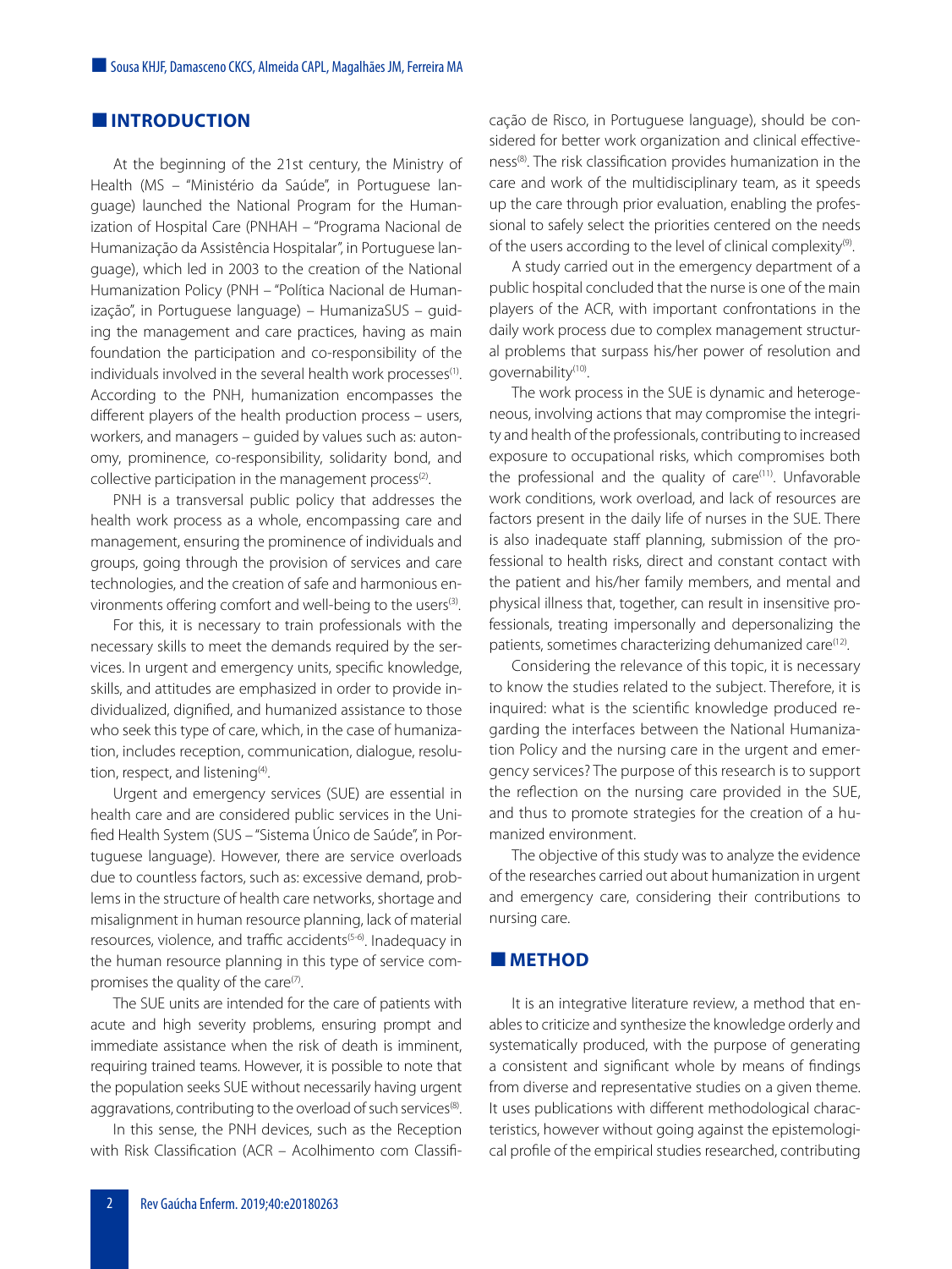## INTRODUCTION

At the beginning of the 21st century, the Ministry of Health (MS – "Ministério da Saúde", in Portuguese language) launched the National Program for the Humanization of Hospital Care (PNHAH – "Programa Nacional de Humanização da Assistência Hospitalar", in Portuguese language), which led in 2003 to the creation of the National Humanization Policy (PNH – "Política Nacional de Humanização", in Portuguese language) – HumanizaSUS – guiding the management and care practices, having as main foundation the participation and co-responsibility of the individuals involved in the several health work processes[1]. According to the PNH, humanization encompasses the different players of the health production process – users, workers, and managers – guided by values such as: autonomy, prominence, co-responsibility, solidarity bond, and collective participation in the management process[2].

PNH is a transversal public policy that addresses the health work process as a whole, encompassing care and management, ensuring the prominence of individuals and groups, going through the provision of services and care technologies, and the creation of safe and harmonious environments offering comfort and well-being to the users[3].

For this, it is necessary to train professionals with the necessary skills to meet the demands required by the services. In urgent and emergency units, specific knowledge, skills, and attitudes are emphasized in order to provide individualized, dignified, and humanized assistance to those who seek this type of care, which, in the case of humanization, includes reception, communication, dialogue, resolution, respect, and listening[4].

Urgent and emergency services (SUE) are essential in health care and are considered public services in the Unified Health System (SUS – "Sistema Único de Saúde", in Portuguese language). However, there are service overloads due to countless factors, such as: excessive demand, problems in the structure of health care networks, shortage and misalignment in human resource planning, lack of material resources, violence, and traffic accidents[5-6]. Inadequacy in the human resource planning in this type of service compromises the quality of the care[7].

The SUE units are intended for the care of patients with acute and high severity problems, ensuring prompt and immediate assistance when the risk of death is imminent, requiring trained teams. However, it is possible to note that the population seeks SUE without necessarily having urgent aggravations, contributing to the overload of such services[8].

In this sense, the PNH devices, such as the Reception with Risk Classification (ACR – Acolhimento com Classificação de Risco, in Portuguese language), should be considered for better work organization and clinical effectiveness[8]. The risk classification provides humanization in the care and work of the multidisciplinary team, as it speeds up the care through prior evaluation, enabling the professional to safely select the priorities centered on the needs of the users according to the level of clinical complexity[9].

A study carried out in the emergency department of a public hospital concluded that the nurse is one of the main players of the ACR, with important confrontations in the daily work process due to complex management structural problems that surpass his/her power of resolution and governability[10].

The work process in the SUE is dynamic and heterogeneous, involving actions that may compromise the integrity and health of the professionals, contributing to increased exposure to occupational risks, which compromises both the professional and the quality of care[11]. Unfavorable work conditions, work overload, and lack of resources are factors present in the daily life of nurses in the SUE. There is also inadequate staff planning, submission of the professional to health risks, direct and constant contact with the patient and his/her family members, and mental and physical illness that, together, can result in insensitive professionals, treating impersonally and depersonalizing the patients, sometimes characterizing dehumanized care[12].

Considering the relevance of this topic, it is necessary to know the studies related to the subject. Therefore, it is inquired: what is the scientific knowledge produced regarding the interfaces between the National Humanization Policy and the nursing care in the urgent and emergency services? The purpose of this research is to support the reflection on the nursing care provided in the SUE, and thus to promote strategies for the creation of a humanized environment.

The objective of this study was to analyze the evidence of the researches carried out about humanization in urgent and emergency care, considering their contributions to nursing care.

## METHOD

It is an integrative literature review, a method that enables to criticize and synthesize the knowledge orderly and systematically produced, with the purpose of generating a consistent and significant whole by means of findings from diverse and representative studies on a given theme. It uses publications with different methodological characteristics, however without going against the epistemological profile of the empirical studies researched, contributing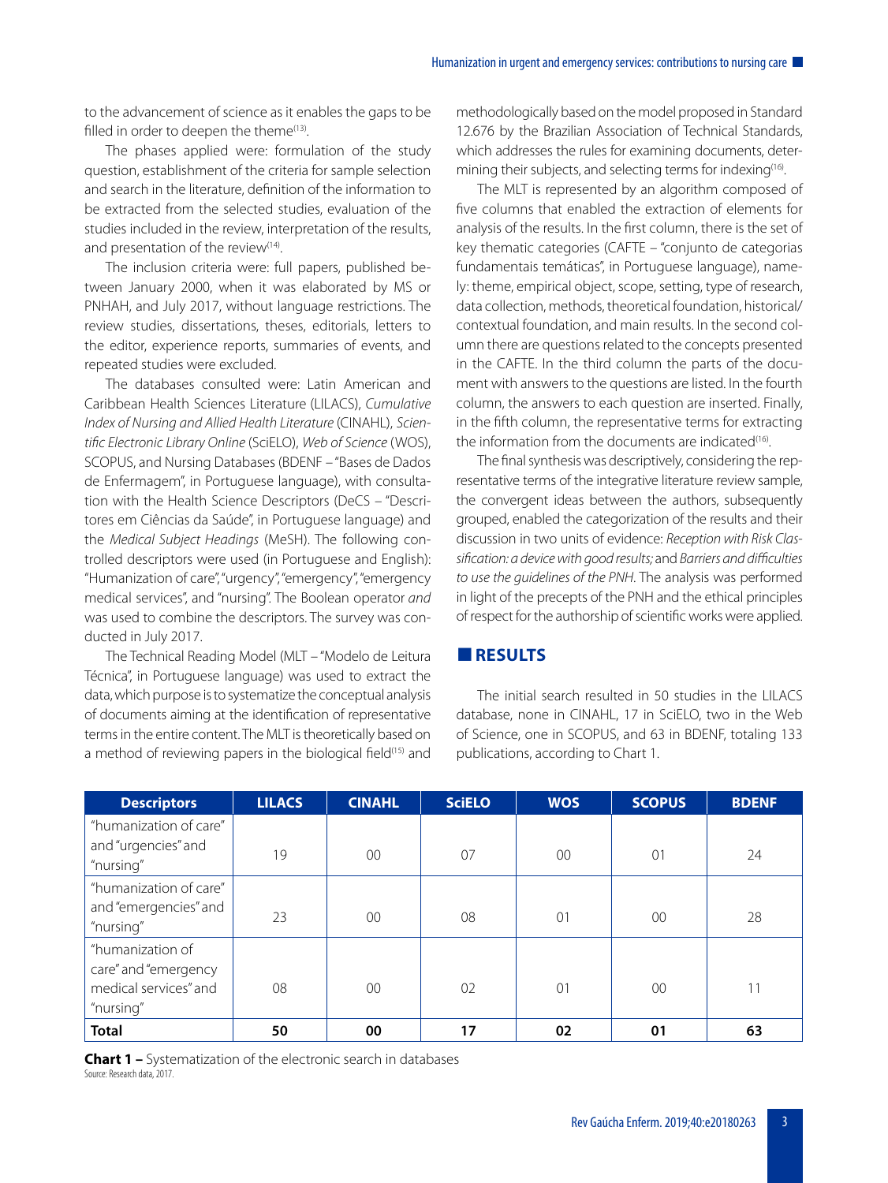to the advancement of science as it enables the gaps to be filled in order to deepen the theme[13].

The phases applied were: formulation of the study question, establishment of the criteria for sample selection and search in the literature, definition of the information to be extracted from the selected studies, evaluation of the studies included in the review, interpretation of the results, and presentation of the review[14].

The inclusion criteria were: full papers, published between January 2000, when it was elaborated by MS or PNHAH, and July 2017, without language restrictions. The review studies, dissertations, theses, editorials, letters to the editor, experience reports, summaries of events, and repeated studies were excluded.

The databases consulted were: Latin American and Caribbean Health Sciences Literature (LILACS), *Cumulative Index of Nursing and Allied Health Literature* (CINAHL), *Scientific Electronic Library Online* (SciELO), *Web of Science* (WOS), SCOPUS, and Nursing Databases (BDENF – "Bases de Dados de Enfermagem", in Portuguese language), with consultation with the Health Science Descriptors (DeCS – "Descritores em Ciências da Saúde", in Portuguese language) and the *Medical Subject Headings* (MeSH). The following controlled descriptors were used (in Portuguese and English): "Humanization of care", "urgency", "emergency", "emergency medical services", and "nursing". The Boolean operator *and* was used to combine the descriptors. The survey was conducted in July 2017.

The Technical Reading Model (MLT – "Modelo de Leitura Técnica", in Portuguese language) was used to extract the data, which purpose is to systematize the conceptual analysis of documents aiming at the identification of representative terms in the entire content. The MLT is theoretically based on a method of reviewing papers in the biological field[15] and methodologically based on the model proposed in Standard 12.676 by the Brazilian Association of Technical Standards, which addresses the rules for examining documents, determining their subjects, and selecting terms for indexing[16].

The MLT is represented by an algorithm composed of five columns that enabled the extraction of elements for analysis of the results. In the first column, there is the set of key thematic categories (CAFTE – "conjunto de categorias fundamentais temáticas", in Portuguese language), namely: theme, empirical object, scope, setting, type of research, data collection, methods, theoretical foundation, historical/contextual foundation, and main results. In the second column there are questions related to the concepts presented in the CAFTE. In the third column the parts of the document with answers to the questions are listed. In the fourth column, the answers to each question are inserted. Finally, in the fifth column, the representative terms for extracting the information from the documents are indicated[16].

The final synthesis was descriptively, considering the representative terms of the integrative literature review sample, the convergent ideas between the authors, subsequently grouped, enabled the categorization of the results and their discussion in two units of evidence: *Reception with Risk Classification: a device with good results;* and *Barriers and difficulties to use the guidelines of the PNH*. The analysis was performed in light of the precepts of the PNH and the ethical principles of respect for the authorship of scientific works were applied.

## RESULTS

The initial search resulted in 50 studies in the LILACS database, none in CINAHL, 17 in SciELO, two in the Web of Science, one in SCOPUS, and 63 in BDENF, totaling 133 publications, according to Chart 1.

| Descriptors | LILACS | CINAHL | SciELO | WOS | SCOPUS | BDENF |
|---|---|---|---|---|---|---|
| "humanization of care" and "urgencies" and "nursing" | 19 | 00 | 07 | 00 | 01 | 24 |
| "humanization of care" and "emergencies" and "nursing" | 23 | 00 | 08 | 01 | 00 | 28 |
| "humanization of care" and "emergency medical services" and "nursing" | 08 | 00 | 02 | 01 | 00 | 11 |
| **Total** | **50** | **00** | **17** | **02** | **01** | **63** |

**Chart 1 –** Systematization of the electronic search in databases
Source: Research data, 2017.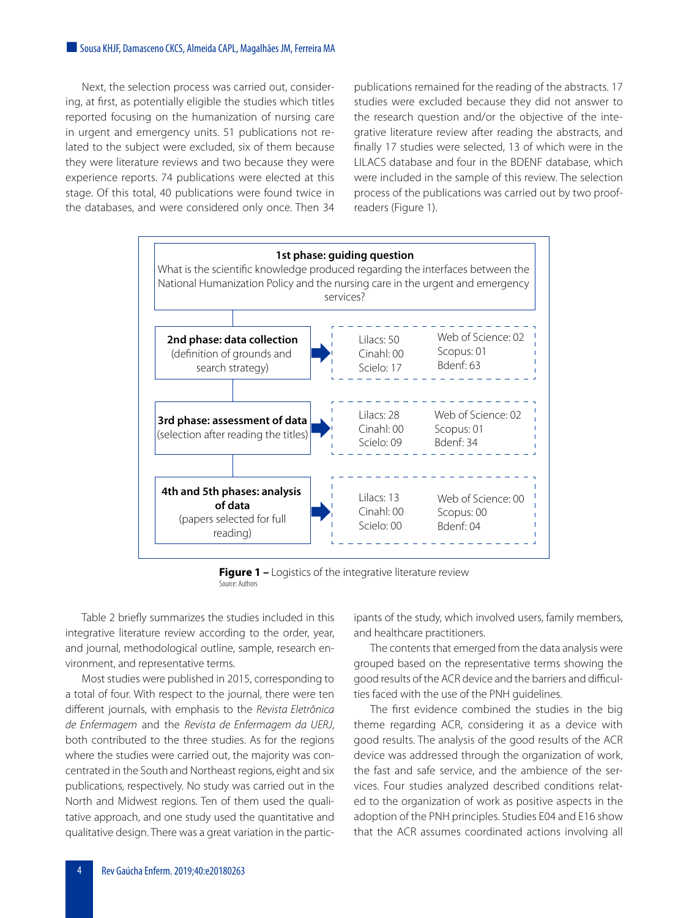Next, the selection process was carried out, considering, at first, as potentially eligible the studies which titles reported focusing on the humanization of nursing care in urgent and emergency units. 51 publications not related to the subject were excluded, six of them because they were literature reviews and two because they were experience reports. 74 publications were elected at this stage. Of this total, 40 publications were found twice in the databases, and were considered only once. Then 34 publications remained for the reading of the abstracts. 17 studies were excluded because they did not answer to the research question and/or the objective of the integrative literature review after reading the abstracts, and finally 17 studies were selected, 13 of which were in the LILACS database and four in the BDENF database, which were included in the sample of this review. The selection process of the publications was carried out by two proofreaders (Figure 1).

**1st phase: guiding question**
What is the scientific knowledge produced regarding the interfaces between the National Humanization Policy and the nursing care in the urgent and emergency services?

| Phase | Databases | |
|---|---|---|
| **2nd phase: data collection** (definition of grounds and search strategy) | Lilacs: 50<br>Cinahl: 00<br>Scielo: 17 | Web of Science: 02<br>Scopus: 01<br>Bdenf: 63 |
| **3rd phase: assessment of data** (selection after reading the titles) | Lilacs: 28<br>Cinahl: 00<br>Scielo: 09 | Web of Science: 02<br>Scopus: 01<br>Bdenf: 34 |
| **4th and 5th phases: analysis of data** (papers selected for full reading) | Lilacs: 13<br>Cinahl: 00<br>Scielo: 00 | Web of Science: 00<br>Scopus: 00<br>Bdenf: 04 |

**Figure 1 –** Logistics of the integrative literature review
Source: Authors

Table 2 briefly summarizes the studies included in this integrative literature review according to the order, year, and journal, methodological outline, sample, research environment, and representative terms.

Most studies were published in 2015, corresponding to a total of four. With respect to the journal, there were ten different journals, with emphasis to the *Revista Eletrônica de Enfermagem* and the *Revista de Enfermagem da UERJ*, both contributed to the three studies. As for the regions where the studies were carried out, the majority was concentrated in the South and Northeast regions, eight and six publications, respectively. No study was carried out in the North and Midwest regions. Ten of them used the qualitative approach, and one study used the quantitative and qualitative design. There was a great variation in the participants of the study, which involved users, family members, and healthcare practitioners.

The contents that emerged from the data analysis were grouped based on the representative terms showing the good results of the ACR device and the barriers and difficulties faced with the use of the PNH guidelines.

The first evidence combined the studies in the big theme regarding ACR, considering it as a device with good results. The analysis of the good results of the ACR device was addressed through the organization of work, the fast and safe service, and the ambience of the services. Four studies analyzed described conditions related to the organization of work as positive aspects in the adoption of the PNH principles. Studies E04 and E16 show that the ACR assumes coordinated actions involving all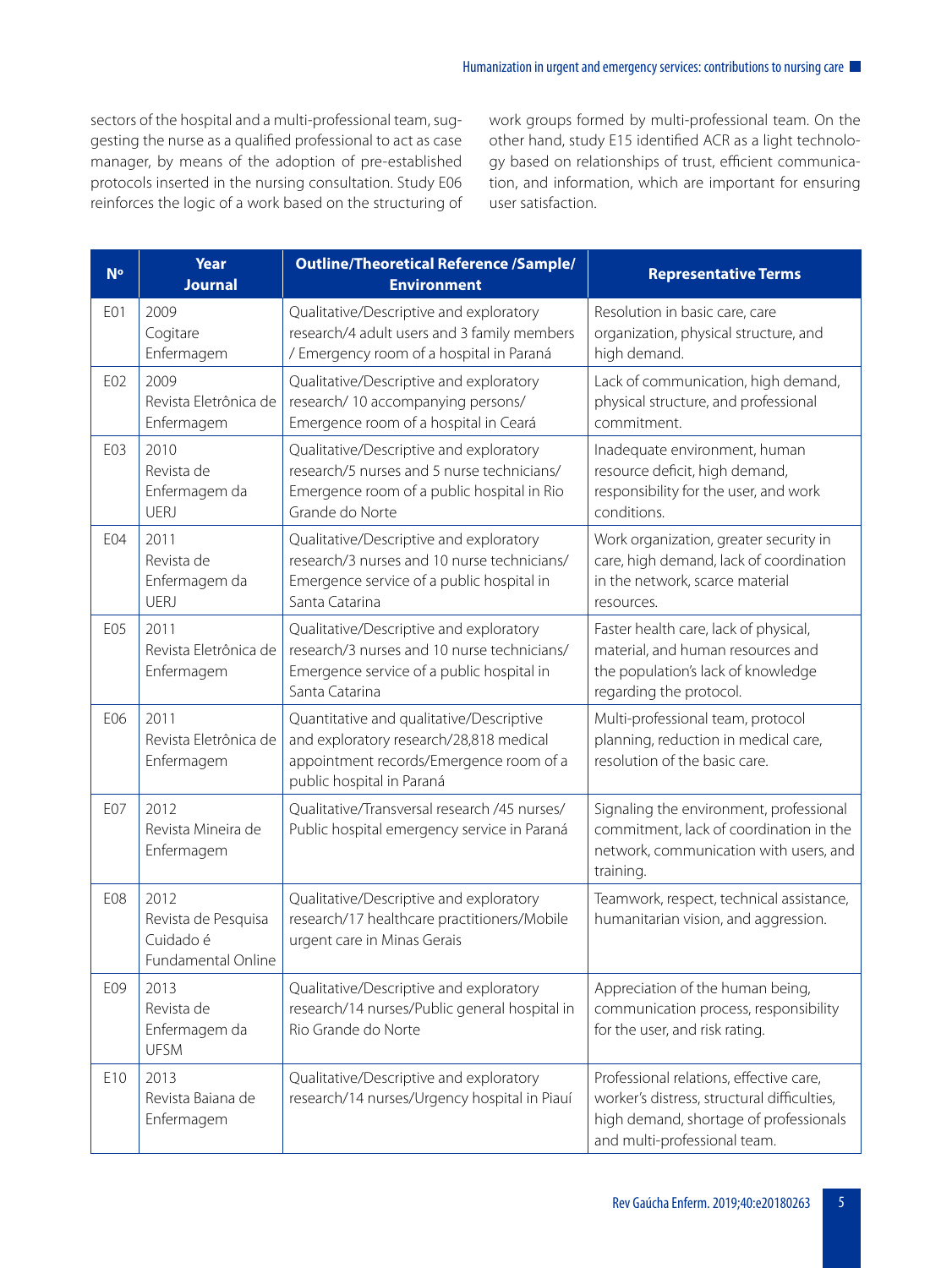sectors of the hospital and a multi-professional team, suggesting the nurse as a qualified professional to act as case manager, by means of the adoption of pre-established protocols inserted in the nursing consultation. Study E06 reinforces the logic of a work based on the structuring of work groups formed by multi-professional team. On the other hand, study E15 identified ACR as a light technology based on relationships of trust, efficient communication, and information, which are important for ensuring user satisfaction.

| Nº | Year Journal | Outline/Theoretical Reference /Sample/ Environment | Representative Terms |
|---|---|---|---|
| E01 | 2009 Cogitare Enfermagem | Qualitative/Descriptive and exploratory research/4 adult users and 3 family members / Emergency room of a hospital in Paraná | Resolution in basic care, care organization, physical structure, and high demand. |
| E02 | 2009 Revista Eletrônica de Enfermagem | Qualitative/Descriptive and exploratory research/ 10 accompanying persons/ Emergence room of a hospital in Ceará | Lack of communication, high demand, physical structure, and professional commitment. |
| E03 | 2010 Revista de Enfermagem da UERJ | Qualitative/Descriptive and exploratory research/5 nurses and 5 nurse technicians/ Emergence room of a public hospital in Rio Grande do Norte | Inadequate environment, human resource deficit, high demand, responsibility for the user, and work conditions. |
| E04 | 2011 Revista de Enfermagem da UERJ | Qualitative/Descriptive and exploratory research/3 nurses and 10 nurse technicians/ Emergence service of a public hospital in Santa Catarina | Work organization, greater security in care, high demand, lack of coordination in the network, scarce material resources. |
| E05 | 2011 Revista Eletrônica de Enfermagem | Qualitative/Descriptive and exploratory research/3 nurses and 10 nurse technicians/ Emergence service of a public hospital in Santa Catarina | Faster health care, lack of physical, material, and human resources and the population's lack of knowledge regarding the protocol. |
| E06 | 2011 Revista Eletrônica de Enfermagem | Quantitative and qualitative/Descriptive and exploratory research/28,818 medical appointment records/Emergence room of a public hospital in Paraná | Multi-professional team, protocol planning, reduction in medical care, resolution of the basic care. |
| E07 | 2012 Revista Mineira de Enfermagem | Qualitative/Transversal research /45 nurses/ Public hospital emergency service in Paraná | Signaling the environment, professional commitment, lack of coordination in the network, communication with users, and training. |
| E08 | 2012 Revista de Pesquisa Cuidado é Fundamental Online | Qualitative/Descriptive and exploratory research/17 healthcare practitioners/Mobile urgent care in Minas Gerais | Teamwork, respect, technical assistance, humanitarian vision, and aggression. |
| E09 | 2013 Revista de Enfermagem da UFSM | Qualitative/Descriptive and exploratory research/14 nurses/Public general hospital in Rio Grande do Norte | Appreciation of the human being, communication process, responsibility for the user, and risk rating. |
| E10 | 2013 Revista Baiana de Enfermagem | Qualitative/Descriptive and exploratory research/14 nurses/Urgency hospital in Piauí | Professional relations, effective care, worker's distress, structural difficulties, high demand, shortage of professionals and multi-professional team. |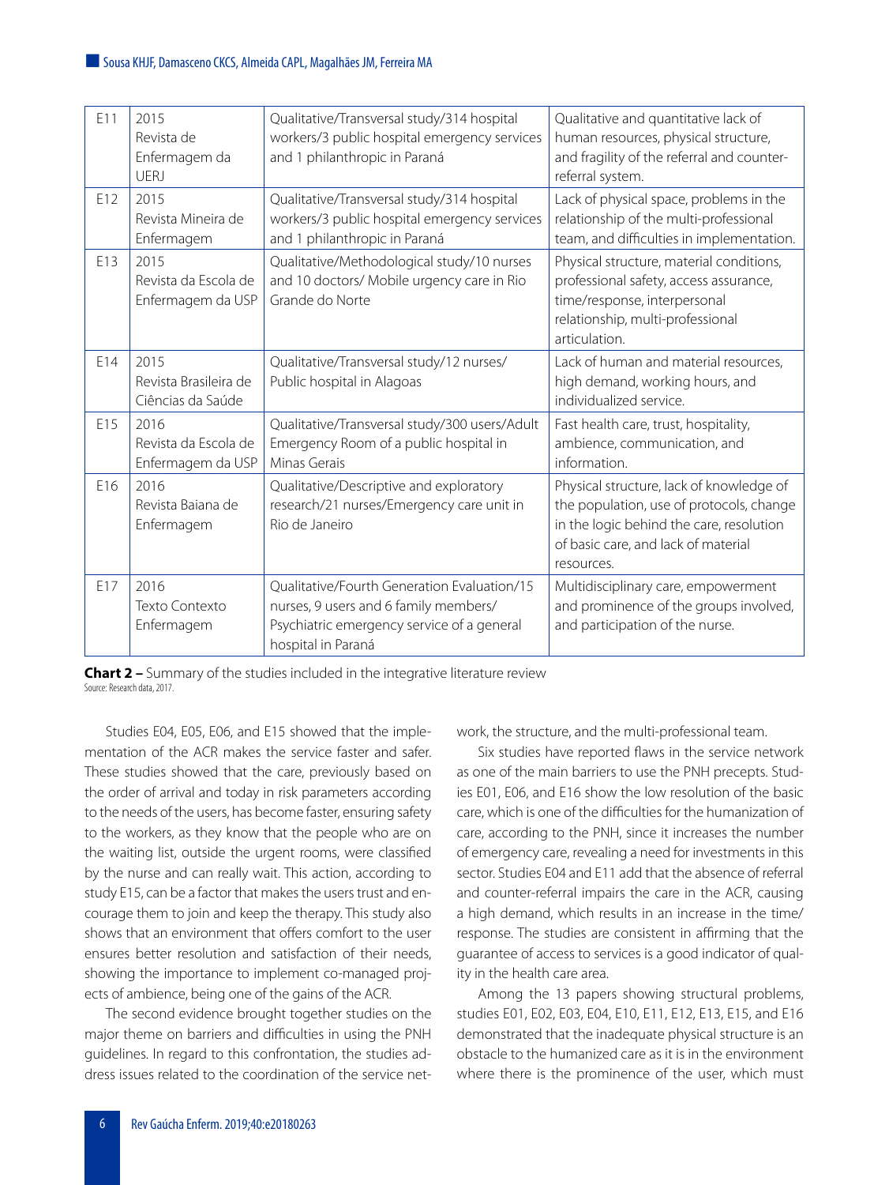| E11 | 2015 Revista de Enfermagem da UERJ | Qualitative/Transversal study/314 hospital workers/3 public hospital emergency services and 1 philanthropic in Paraná | Qualitative and quantitative lack of human resources, physical structure, and fragility of the referral and counter-referral system. |
|---|---|---|---|
| E12 | 2015 Revista Mineira de Enfermagem | Qualitative/Transversal study/314 hospital workers/3 public hospital emergency services and 1 philanthropic in Paraná | Lack of physical space, problems in the relationship of the multi-professional team, and difficulties in implementation. |
| E13 | 2015 Revista da Escola de Enfermagem da USP | Qualitative/Methodological study/10 nurses and 10 doctors/ Mobile urgency care in Rio Grande do Norte | Physical structure, material conditions, professional safety, access assurance, time/response, interpersonal relationship, multi-professional articulation. |
| E14 | 2015 Revista Brasileira de Ciências da Saúde | Qualitative/Transversal study/12 nurses/ Public hospital in Alagoas | Lack of human and material resources, high demand, working hours, and individualized service. |
| E15 | 2016 Revista da Escola de Enfermagem da USP | Qualitative/Transversal study/300 users/Adult Emergency Room of a public hospital in Minas Gerais | Fast health care, trust, hospitality, ambience, communication, and information. |
| E16 | 2016 Revista Baiana de Enfermagem | Qualitative/Descriptive and exploratory research/21 nurses/Emergency care unit in Rio de Janeiro | Physical structure, lack of knowledge of the population, use of protocols, change in the logic behind the care, resolution of basic care, and lack of material resources. |
| E17 | 2016 Texto Contexto Enfermagem | Qualitative/Fourth Generation Evaluation/15 nurses, 9 users and 6 family members/ Psychiatric emergency service of a general hospital in Paraná | Multidisciplinary care, empowerment and prominence of the groups involved, and participation of the nurse. |

**Chart 2 –** Summary of the studies included in the integrative literature review
Source: Research data, 2017.

Studies E04, E05, E06, and E15 showed that the implementation of the ACR makes the service faster and safer. These studies showed that the care, previously based on the order of arrival and today in risk parameters according to the needs of the users, has become faster, ensuring safety to the workers, as they know that the people who are on the waiting list, outside the urgent rooms, were classified by the nurse and can really wait. This action, according to study E15, can be a factor that makes the users trust and encourage them to join and keep the therapy. This study also shows that an environment that offers comfort to the user ensures better resolution and satisfaction of their needs, showing the importance to implement co-managed projects of ambience, being one of the gains of the ACR.

The second evidence brought together studies on the major theme on barriers and difficulties in using the PNH guidelines. In regard to this confrontation, the studies address issues related to the coordination of the service network, the structure, and the multi-professional team.

Six studies have reported flaws in the service network as one of the main barriers to use the PNH precepts. Studies E01, E06, and E16 show the low resolution of the basic care, which is one of the difficulties for the humanization of care, according to the PNH, since it increases the number of emergency care, revealing a need for investments in this sector. Studies E04 and E11 add that the absence of referral and counter-referral impairs the care in the ACR, causing a high demand, which results in an increase in the time/response. The studies are consistent in affirming that the guarantee of access to services is a good indicator of quality in the health care area.

Among the 13 papers showing structural problems, studies E01, E02, E03, E04, E10, E11, E12, E13, E15, and E16 demonstrated that the inadequate physical structure is an obstacle to the humanized care as it is in the environment where there is the prominence of the user, which must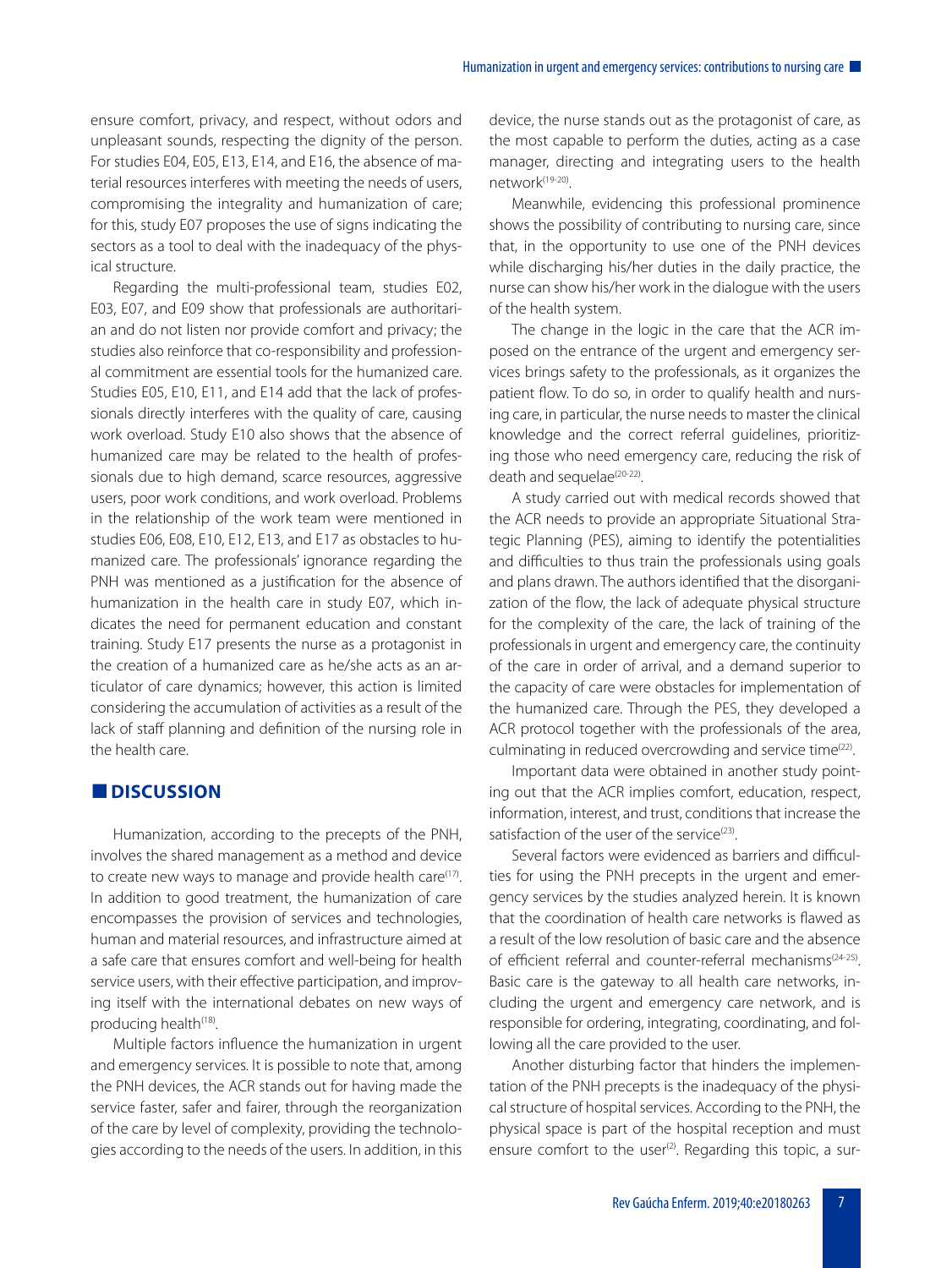ensure comfort, privacy, and respect, without odors and unpleasant sounds, respecting the dignity of the person. For studies E04, E05, E13, E14, and E16, the absence of material resources interferes with meeting the needs of users, compromising the integrality and humanization of care; for this, study E07 proposes the use of signs indicating the sectors as a tool to deal with the inadequacy of the physical structure.

Regarding the multi-professional team, studies E02, E03, E07, and E09 show that professionals are authoritarian and do not listen nor provide comfort and privacy; the studies also reinforce that co-responsibility and professional commitment are essential tools for the humanized care. Studies E05, E10, E11, and E14 add that the lack of professionals directly interferes with the quality of care, causing work overload. Study E10 also shows that the absence of humanized care may be related to the health of professionals due to high demand, scarce resources, aggressive users, poor work conditions, and work overload. Problems in the relationship of the work team were mentioned in studies E06, E08, E10, E12, E13, and E17 as obstacles to humanized care. The professionals' ignorance regarding the PNH was mentioned as a justification for the absence of humanization in the health care in study E07, which indicates the need for permanent education and constant training. Study E17 presents the nurse as a protagonist in the creation of a humanized care as he/she acts as an articulator of care dynamics; however, this action is limited considering the accumulation of activities as a result of the lack of staff planning and definition of the nursing role in the health care.

## DISCUSSION

Humanization, according to the precepts of the PNH, involves the shared management as a method and device to create new ways to manage and provide health care[17]. In addition to good treatment, the humanization of care encompasses the provision of services and technologies, human and material resources, and infrastructure aimed at a safe care that ensures comfort and well-being for health service users, with their effective participation, and improving itself with the international debates on new ways of producing health[18].

Multiple factors influence the humanization in urgent and emergency services. It is possible to note that, among the PNH devices, the ACR stands out for having made the service faster, safer and fairer, through the reorganization of the care by level of complexity, providing the technologies according to the needs of the users. In addition, in this device, the nurse stands out as the protagonist of care, as the most capable to perform the duties, acting as a case manager, directing and integrating users to the health network[19-20].

Meanwhile, evidencing this professional prominence shows the possibility of contributing to nursing care, since that, in the opportunity to use one of the PNH devices while discharging his/her duties in the daily practice, the nurse can show his/her work in the dialogue with the users of the health system.

The change in the logic in the care that the ACR imposed on the entrance of the urgent and emergency services brings safety to the professionals, as it organizes the patient flow. To do so, in order to qualify health and nursing care, in particular, the nurse needs to master the clinical knowledge and the correct referral guidelines, prioritizing those who need emergency care, reducing the risk of death and sequelae[20-22].

A study carried out with medical records showed that the ACR needs to provide an appropriate Situational Strategic Planning (PES), aiming to identify the potentialities and difficulties to thus train the professionals using goals and plans drawn. The authors identified that the disorganization of the flow, the lack of adequate physical structure for the complexity of the care, the lack of training of the professionals in urgent and emergency care, the continuity of the care in order of arrival, and a demand superior to the capacity of care were obstacles for implementation of the humanized care. Through the PES, they developed a ACR protocol together with the professionals of the area, culminating in reduced overcrowding and service time[22].

Important data were obtained in another study pointing out that the ACR implies comfort, education, respect, information, interest, and trust, conditions that increase the satisfaction of the user of the service[23].

Several factors were evidenced as barriers and difficulties for using the PNH precepts in the urgent and emergency services by the studies analyzed herein. It is known that the coordination of health care networks is flawed as a result of the low resolution of basic care and the absence of efficient referral and counter-referral mechanisms[24-25]. Basic care is the gateway to all health care networks, including the urgent and emergency care network, and is responsible for ordering, integrating, coordinating, and following all the care provided to the user.

Another disturbing factor that hinders the implementation of the PNH precepts is the inadequacy of the physical structure of hospital services. According to the PNH, the physical space is part of the hospital reception and must ensure comfort to the user[2]. Regarding this topic, a sur-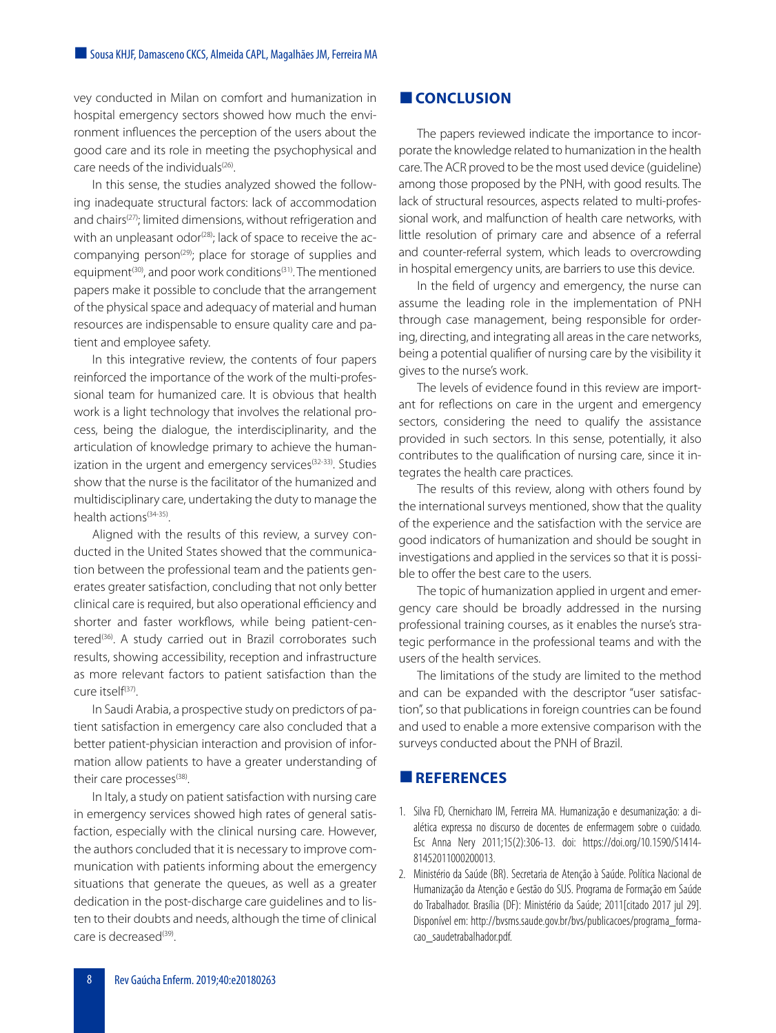vey conducted in Milan on comfort and humanization in hospital emergency sectors showed how much the environment influences the perception of the users about the good care and its role in meeting the psychophysical and care needs of the individuals[26].

In this sense, the studies analyzed showed the following inadequate structural factors: lack of accommodation and chairs[27]; limited dimensions, without refrigeration and with an unpleasant odor[28]; lack of space to receive the accompanying person[29]; place for storage of supplies and equipment[30], and poor work conditions[31]. The mentioned papers make it possible to conclude that the arrangement of the physical space and adequacy of material and human resources are indispensable to ensure quality care and patient and employee safety.

In this integrative review, the contents of four papers reinforced the importance of the work of the multi-professional team for humanized care. It is obvious that health work is a light technology that involves the relational process, being the dialogue, the interdisciplinarity, and the articulation of knowledge primary to achieve the humanization in the urgent and emergency services[32-33]. Studies show that the nurse is the facilitator of the humanized and multidisciplinary care, undertaking the duty to manage the health actions[34-35].

Aligned with the results of this review, a survey conducted in the United States showed that the communication between the professional team and the patients generates greater satisfaction, concluding that not only better clinical care is required, but also operational efficiency and shorter and faster workflows, while being patient-centered[36]. A study carried out in Brazil corroborates such results, showing accessibility, reception and infrastructure as more relevant factors to patient satisfaction than the cure itself[37].

In Saudi Arabia, a prospective study on predictors of patient satisfaction in emergency care also concluded that a better patient-physician interaction and provision of information allow patients to have a greater understanding of their care processes[38].

In Italy, a study on patient satisfaction with nursing care in emergency services showed high rates of general satisfaction, especially with the clinical nursing care. However, the authors concluded that it is necessary to improve communication with patients informing about the emergency situations that generate the queues, as well as a greater dedication in the post-discharge care guidelines and to listen to their doubts and needs, although the time of clinical care is decreased[39].

## CONCLUSION

The papers reviewed indicate the importance to incorporate the knowledge related to humanization in the health care. The ACR proved to be the most used device (guideline) among those proposed by the PNH, with good results. The lack of structural resources, aspects related to multi-professional work, and malfunction of health care networks, with little resolution of primary care and absence of a referral and counter-referral system, which leads to overcrowding in hospital emergency units, are barriers to use this device.

In the field of urgency and emergency, the nurse can assume the leading role in the implementation of PNH through case management, being responsible for ordering, directing, and integrating all areas in the care networks, being a potential qualifier of nursing care by the visibility it gives to the nurse's work.

The levels of evidence found in this review are important for reflections on care in the urgent and emergency sectors, considering the need to qualify the assistance provided in such sectors. In this sense, potentially, it also contributes to the qualification of nursing care, since it integrates the health care practices.

The results of this review, along with others found by the international surveys mentioned, show that the quality of the experience and the satisfaction with the service are good indicators of humanization and should be sought in investigations and applied in the services so that it is possible to offer the best care to the users.

The topic of humanization applied in urgent and emergency care should be broadly addressed in the nursing professional training courses, as it enables the nurse's strategic performance in the professional teams and with the users of the health services.

The limitations of the study are limited to the method and can be expanded with the descriptor "user satisfaction", so that publications in foreign countries can be found and used to enable a more extensive comparison with the surveys conducted about the PNH of Brazil.

## REFERENCES

1. Silva FD, Chernicharo IM, Ferreira MA. Humanização e desumanização: a dialética expressa no discurso de docentes de enfermagem sobre o cuidado. Esc Anna Nery 2011;15(2):306-13. doi: https://doi.org/10.1590/S1414-81452011000200013.
2. Ministério da Saúde (BR). Secretaria de Atenção à Saúde. Política Nacional de Humanização da Atenção e Gestão do SUS. Programa de Formação em Saúde do Trabalhador. Brasília (DF): Ministério da Saúde; 2011[citado 2017 jul 29]. Disponível em: http://bvsms.saude.gov.br/bvs/publicacoes/programa_formacao_saudetrabalhador.pdf.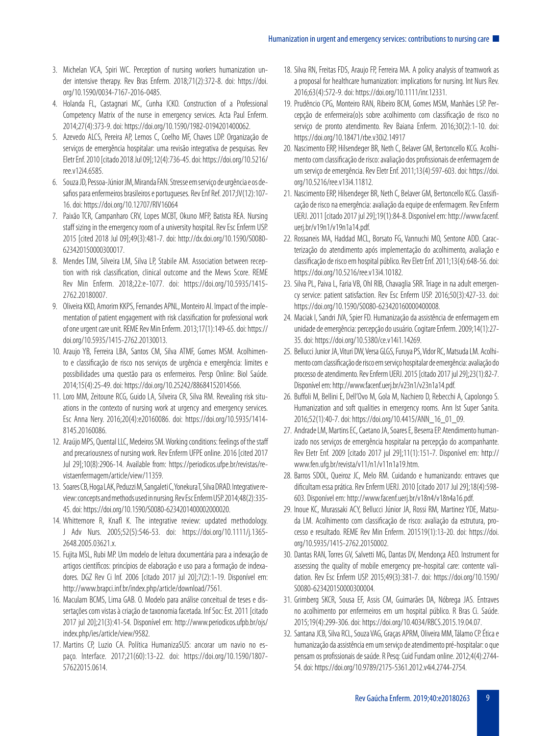3. Michelan VCA, Spiri WC. Perception of nursing workers humanization under intensive therapy. Rev Bras Enferm. 2018;71(2):372-8. doi: https://doi.org/10.1590/0034-7167-2016-0485.
4. Holanda FL, Castagnari MC, Cunha ICKO. Construction of a Professional Competency Matrix of the nurse in emergency services. Acta Paul Enferm. 2014;27(4):373-9. doi: https://doi.org/10.1590/1982-0194201400062.
5. Azevedo ALCS, Pereira AP, Lemos C, Coelho MF, Chaves LDP. Organização de serviços de emergência hospitalar: uma revisão integrativa de pesquisas. Rev Eletr Enf. 2010 [citado 2018 Jul 09];12(4):736-45. doi: https://doi.org/10.5216/ree.v12i4.6585.
6. Souza JD, Pessoa-Júnior JM, Miranda FAN. Stresse em serviço de urgência e os desafios para enfermeiros brasileiros e portugueses. Rev Enf Ref. 2017;IV(12):107-16. doi: https://doi.org/10.12707/RIV16064
7. Paixão TCR, Campanharo CRV, Lopes MCBT, Okuno MFP, Batista REA. Nursing staff sizing in the emergency room of a university hospital. Rev Esc Enferm USP. 2015 [cited 2018 Jul 09];49(3):481-7. doi: http://dx.doi.org/10.1590/S0080-623420150000300017.
8. Mendes TJM, Silveira LM, Silva LP, Stabile AM. Association between reception with risk classification, clinical outcome and the Mews Score. REME Rev Min Enferm. 2018;22:e-1077. doi: https://doi.org/10.5935/1415-2762.20180007.
9. Oliveira KKD, Amorim KKPS, Fernandes APNL, Monteiro AI. Impact of the implementation of patient engagement with risk classification for professional work of one urgent care unit. REME Rev Min Enferm. 2013;17(1):149-65. doi: https://doi.org/10.5935/1415-2762.20130013.
10. Araujo YB, Ferreira LBA, Santos CM, Silva ATMF, Gomes MSM. Acolhimento e classificação de risco nos serviços de urgência e emergência: limites e possibilidades uma questão para os enfermeiros. Persp Online: Biol Saúde. 2014;15(4):25-49. doi: https://doi.org/10.25242/88684152014566.
11. Loro MM, Zeitoune RCG, Guido LA, Silveira CR, Silva RM. Revealing risk situations in the context of nursing work at urgency and emergency services. Esc Anna Nery. 2016;20(4):e20160086. doi: https://doi.org/10.5935/1414-8145.20160086.
12. Araújo MPS, Quental LLC, Medeiros SM. Working conditions: feelings of the staff and precariousness of nursing work. Rev Enferm UFPE online. 2016 [cited 2017 Jul 29];10(8):2906-14. Available from: https://periodicos.ufpe.br/revistas/revistaenfermagem/article/view/11359.
13. Soares CB, Hoga LAK, Peduzzi M, Sangaleti C, Yonekura T, Silva DRAD. Integrative review: concepts and methods used in nursing. Rev Esc Enferm USP. 2014;48(2):335-45. doi: https://doi.org/10.1590/S0080-6234201400002000020.
14. Whittemore R, Knafl K. The integrative review: updated methodology. J Adv Nurs. 2005;52(5):546-53. doi: https://doi.org/10.1111/j.1365-2648.2005.03621.x.
15. Fujita MSL, Rubi MP. Um modelo de leitura documentária para a indexação de artigos científicos: princípios de elaboração e uso para a formação de indexadores. DGZ Rev Ci Inf. 2006 [citado 2017 jul 20];7(2):1-19. Disponível em: http://www.brapci.inf.br/index.php/article/download/7561.
16. Maculam BCMS, Lima GAB. O. Modelo para análise conceitual de teses e dissertações com vistas à criação de taxonomia facetada. Inf Soc: Est. 2011 [citado 2017 jul 20];21(3):41-54. Disponível em: http://www.periodicos.ufpb.br/ojs/index.php/ies/article/view/9582.
17. Martins CP, Luzio CA. Política HumanizaSUS: ancorar um navio no espaço. Interface. 2017;21(60):13-22. doi: https://doi.org/10.1590/1807-57622015.0614.
18. Silva RN, Freitas FDS, Araujo FP, Ferreira MA. A policy analysis of teamwork as a proposal for healthcare humanization: implications for nursing. Int Nurs Rev. 2016;63(4):572-9. doi: https://doi.org/10.1111/inr.12331.
19. Prudêncio CPG, Monteiro RAN, Ribeiro BCM, Gomes MSM, Manhães LSP. Percepção de enfermeira(o)s sobre acolhimento com classificação de risco no serviço de pronto atendimento. Rev Baiana Enferm. 2016;30(2):1-10. doi: https://doi.org/10.18471/rbe.v30i2.14917
20. Nascimento ERP, Hilsendeger BR, Neth C, Belaver GM, Bertoncello KCG. Acolhimento com classificação de risco: avaliação dos profissionais de enfermagem de um serviço de emergência. Rev Eletr Enf. 2011;13(4):597-603. doi: https://doi.org/10.5216/ree.v13i4.11812.
21. Nascimento ERP, Hilsendeger BR, Neth C, Belaver GM, Bertoncello KCG. Classificação de risco na emergência: avaliação da equipe de enfermagem. Rev Enferm UERJ. 2011 [citado 2017 jul 29];19(1):84-8. Disponível em: http://www.facenf.uerj.br/v19n1/v19n1a14.pdf.
22. Rossaneis MA, Haddad MCL, Borsato FG, Vannuchi MO, Sentone ADD. Caracterização do atendimento após implementação do acolhimento, avaliação e classificação de risco em hospital público. Rev Eletr Enf. 2011;13(4):648-56. doi: https://doi.org/10.5216/ree.v13i4.10182.
23. Silva PL, Paiva L, Faria VB, Ohl RIB, Chavaglia SRR. Triage in na adult emergency service: patient satisfaction. Rev Esc Enferm USP. 2016;50(3):427-33. doi: https://doi.org/10.1590/S0080-623420160000400008.
24. Maciak I, Sandri JVA, Spier FD. Humanização da assistência de enfermagem em unidade de emergência: percepção do usuário. Cogitare Enferm. 2009;14(1):27-35. doi: https://doi.org/10.5380/ce.v14i1.14269.
25. Bellucci Junior JA, Vituri DW, Versa GLGS, Furuya PS, Vidor RC, Matsuda LM. Acolhimento com classificação de risco em serviço hospitalar de emergência: avaliação do processo de atendimento. Rev Enferm UERJ. 2015 [citado 2017 jul 29];23(1):82-7. Disponível em: http://www.facenf.uerj.br/v23n1/v23n1a14.pdf.
26. Buffoli M, Bellini E, Dell'Ovo M, Gola M, Nachiero D, Rebecchi A, Capolongo S. Humanization and soft qualities in emergency rooms. Ann Ist Super Sanita. 2016;52(1):40-7. doi: https://doi.org/10.4415/ANN_16_01_09.
27. Andrade LM, Martins EC, Caetano JA, Soares E, Beserra EP. Atendimento humanizado nos serviços de emergência hospitalar na percepção do acompanhante. Rev Eletr Enf. 2009 [citado 2017 jul 29];11(1):151-7. Disponível em: http://www.fen.ufg.br/revista/v11/n1/v11n1a19.htm.
28. Barros SDOL, Queiroz JC, Melo RM. Cuidando e humanizando: entraves que dificultam essa prática. Rev Enferm UERJ. 2010 [citado 2017 Jul 29];18(4):598-603. Disponível em: http://www.facenf.uerj.br/v18n4/v18n4a16.pdf.
29. Inoue KC, Murassaki ACY, Bellucci Júnior JA, Rossi RM, Martinez YDE, Matsuda LM. Acolhimento com classificação de risco: avaliação da estrutura, processo e resultado. REME Rev Min Enferm. 201519(1):13-20. doi: https://doi.org/10.5935/1415-2762.20150002.
30. Dantas RAN, Torres GV, Salvetti MG, Dantas DV, Mendonça AEO. Instrument for assessing the quality of mobile emergency pre-hospital care: contente validation. Rev Esc Enferm USP. 2015;49(3):381-7. doi: https://doi.org/10.1590/S0080-623420150000300004.
31. Grimberg SKCR, Sousa EF, Assis CM, Guimarães DA, Nóbrega JAS. Entraves no acolhimento por enfermeiros em um hospital público. R Bras Ci. Saúde. 2015;19(4):299-306. doi: https://doi.org/10.4034/RBCS.2015.19.04.07.
32. Santana JCB, Silva RCL, Souza VAG, Graças APRM, Oliveira MM, Tálamo CP. Ética e humanização da assistência em um serviço de atendimento pré-hospitalar: o que pensam os profissionais de saúde. R Pesq: Cuid Fundam online. 2012;4(4):2744-54. doi: https://doi.org/10.9789/2175-5361.2012.v4i4.2744-2754.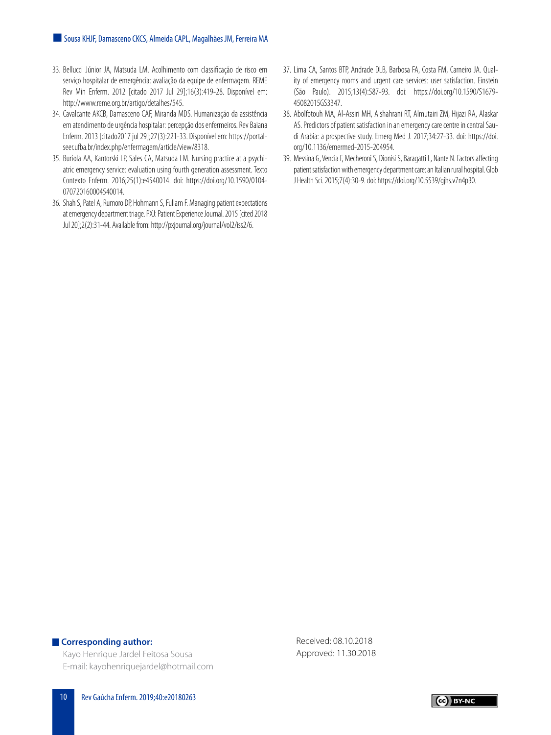33. Bellucci Júnior JA, Matsuda LM. Acolhimento com classificação de risco em serviço hospitalar de emergência: avaliação da equipe de enfermagem. REME Rev Min Enferm. 2012 [citado 2017 Jul 29];16(3):419-28. Disponível em: http://www.reme.org.br/artigo/detalhes/545.
34. Cavalcante AKCB, Damasceno CAF, Miranda MDS. Humanização da assistência em atendimento de urgência hospitalar: percepção dos enfermeiros. Rev Baiana Enferm. 2013 [citado2017 jul 29];27(3):221-33. Disponível em: https://portalseer.ufba.br/index.php/enfermagem/article/view/8318.
35. Buriola AA, Kantorski LP, Sales CA, Matsuda LM. Nursing practice at a psychiatric emergency service: evaluation using fourth generation assessment. Texto Contexto Enferm. 2016;25(1):e4540014. doi: https://doi.org/10.1590/0104-070720160004540014.
36. Shah S, Patel A, Rumoro DP, Hohmann S, Fullam F. Managing patient expectations at emergency department triage. PXJ: Patient Experience Journal. 2015 [cited 2018 Jul 20];2(2):31-44. Available from: http://pxjournal.org/journal/vol2/iss2/6.
37. Lima CA, Santos BTP, Andrade DLB, Barbosa FA, Costa FM, Carneiro JA. Quality of emergency rooms and urgent care services: user satisfaction. Einstein (São Paulo). 2015;13(4):587-93. doi: https://doi.org/10.1590/S1679-45082015GS3347.
38. Abolfotouh MA, Al-Assiri MH, Alshahrani RT, Almutairi ZM, Hijazi RA, Alaskar AS. Predictors of patient satisfaction in an emergency care centre in central Saudi Arabia: a prospective study. Emerg Med J. 2017;34:27-33. doi: https://doi.org/10.1136/emermed-2015-204954.
39. Messina G, Vencia F, Mecheroni S, Dionisi S, Baragatti L, Nante N. Factors affecting patient satisfaction with emergency department care: an Italian rural hospital. Glob J Health Sci. 2015;7(4):30-9. doi: https://doi.org/10.5539/gjhs.v7n4p30.

**Corresponding author:**
Kayo Henrique Jardel Feitosa Sousa
E-mail: kayohenriquejardel@hotmail.com

Received: 08.10.2018
Approved: 11.30.2018